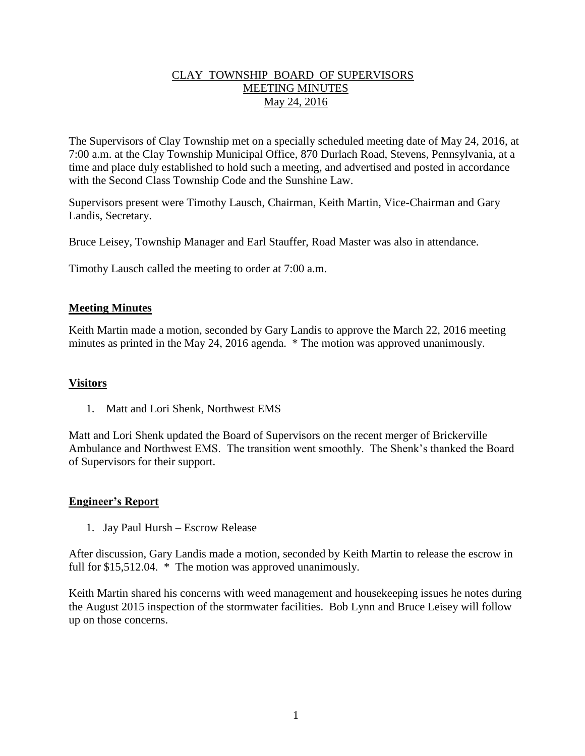# CLAY TOWNSHIP BOARD OF SUPERVISORS
## MEETING MINUTES
## May 24, 2016

The Supervisors of Clay Township met on a specially scheduled meeting date of May 24, 2016, at 7:00 a.m. at the Clay Township Municipal Office, 870 Durlach Road, Stevens, Pennsylvania, at a time and place duly established to hold such a meeting, and advertised and posted in accordance with the Second Class Township Code and the Sunshine Law.

Supervisors present were Timothy Lausch, Chairman, Keith Martin, Vice-Chairman and Gary Landis, Secretary.

Bruce Leisey, Township Manager and Earl Stauffer, Road Master was also in attendance.

Timothy Lausch called the meeting to order at 7:00 a.m.

### Meeting Minutes

Keith Martin made a motion, seconded by Gary Landis to approve the March 22, 2016 meeting minutes as printed in the May 24, 2016 agenda. * The motion was approved unanimously.

### Visitors

1. Matt and Lori Shenk, Northwest EMS

Matt and Lori Shenk updated the Board of Supervisors on the recent merger of Brickerville Ambulance and Northwest EMS. The transition went smoothly. The Shenk's thanked the Board of Supervisors for their support.

### Engineer's Report

1. Jay Paul Hursh – Escrow Release

After discussion, Gary Landis made a motion, seconded by Keith Martin to release the escrow in full for $15,512.04. * The motion was approved unanimously.

Keith Martin shared his concerns with weed management and housekeeping issues he notes during the August 2015 inspection of the stormwater facilities. Bob Lynn and Bruce Leisey will follow up on those concerns.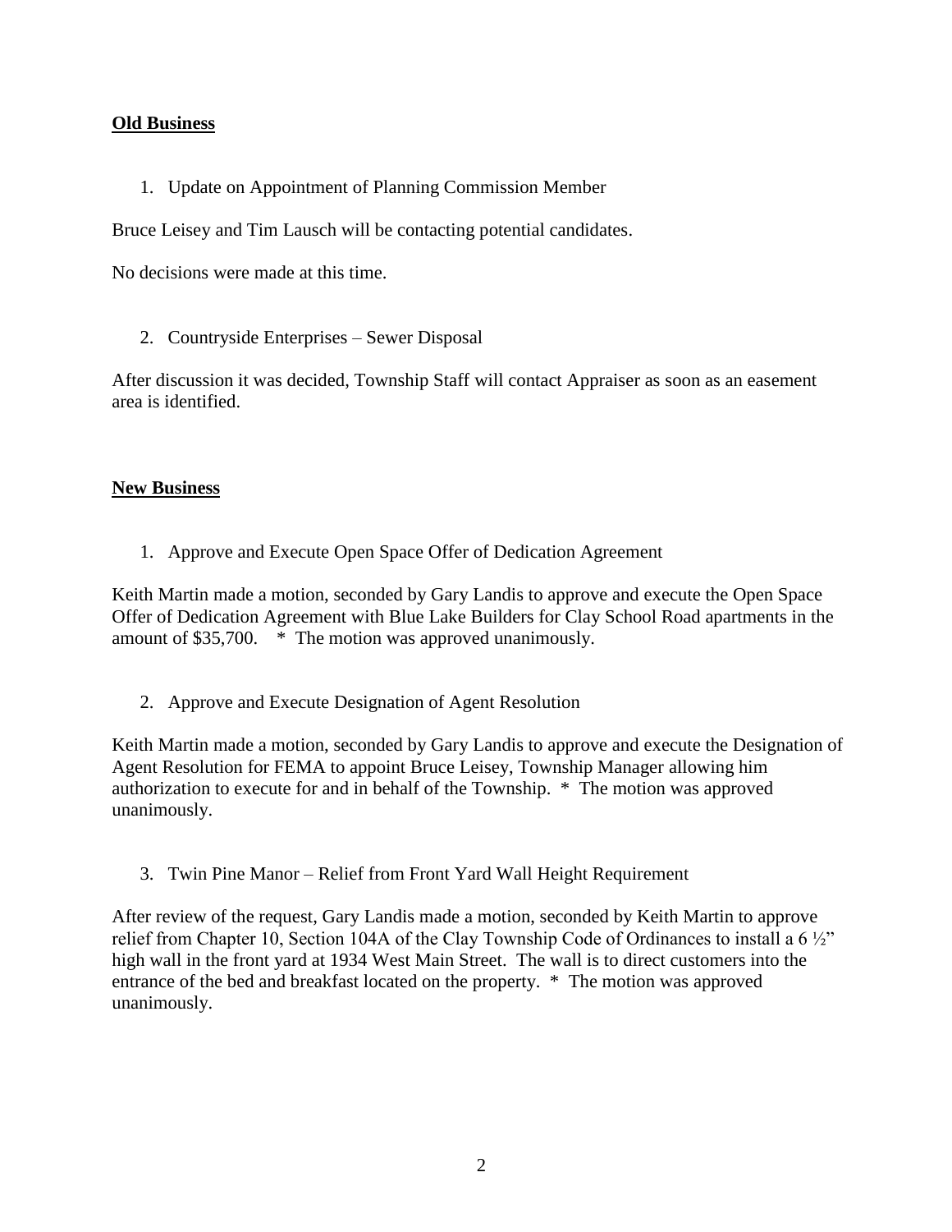**Old Business**

1. Update on Appointment of Planning Commission Member

Bruce Leisey and Tim Lausch will be contacting potential candidates.

No decisions were made at this time.

2. Countryside Enterprises – Sewer Disposal

After discussion it was decided, Township Staff will contact Appraiser as soon as an easement area is identified.

**New Business**

1. Approve and Execute Open Space Offer of Dedication Agreement

Keith Martin made a motion, seconded by Gary Landis to approve and execute the Open Space Offer of Dedication Agreement with Blue Lake Builders for Clay School Road apartments in the amount of $35,700. * The motion was approved unanimously.

2. Approve and Execute Designation of Agent Resolution

Keith Martin made a motion, seconded by Gary Landis to approve and execute the Designation of Agent Resolution for FEMA to appoint Bruce Leisey, Township Manager allowing him authorization to execute for and in behalf of the Township. * The motion was approved unanimously.

3. Twin Pine Manor – Relief from Front Yard Wall Height Requirement

After review of the request, Gary Landis made a motion, seconded by Keith Martin to approve relief from Chapter 10, Section 104A of the Clay Township Code of Ordinances to install a 6 ½" high wall in the front yard at 1934 West Main Street. The wall is to direct customers into the entrance of the bed and breakfast located on the property. * The motion was approved unanimously.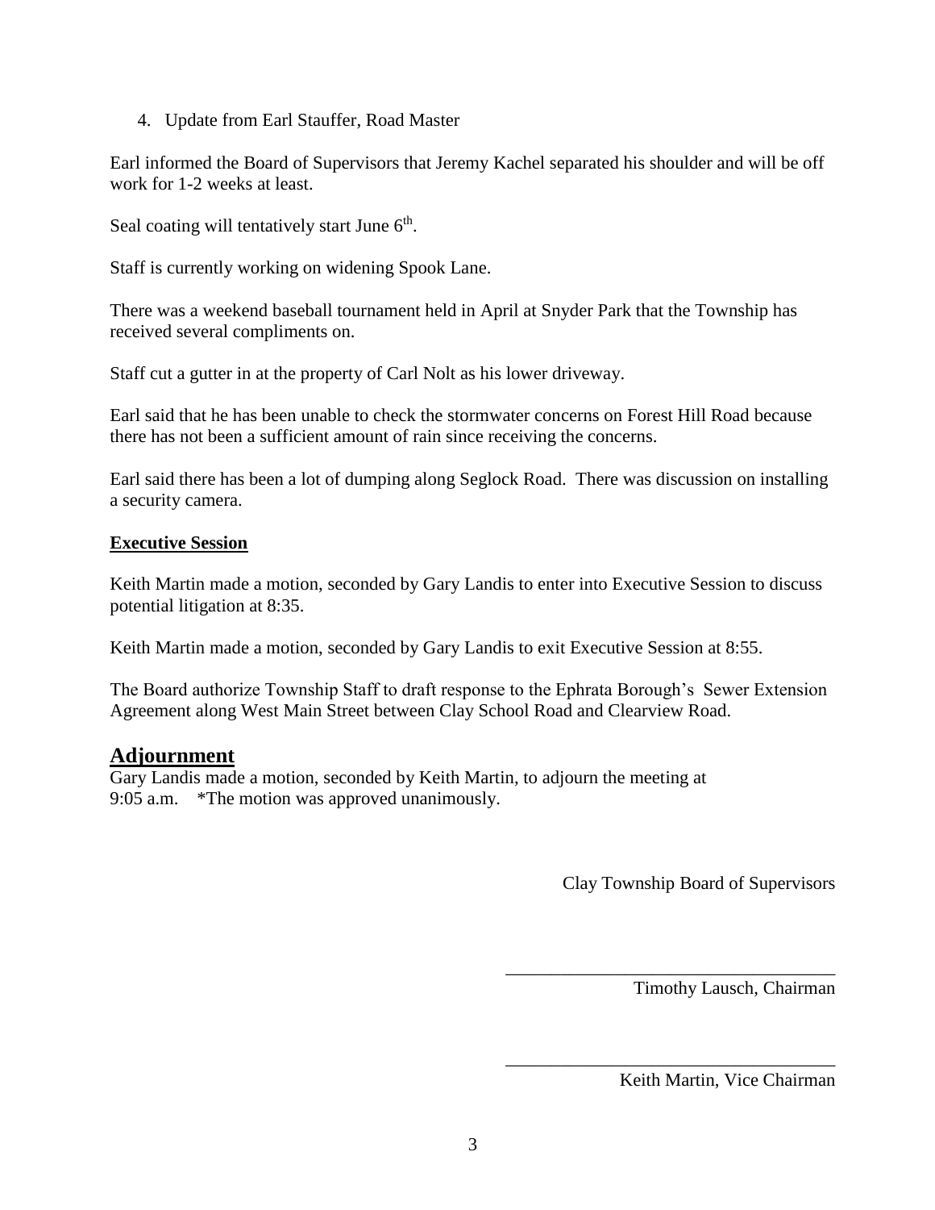4. Update from Earl Stauffer, Road Master

Earl informed the Board of Supervisors that Jeremy Kachel separated his shoulder and will be off work for 1-2 weeks at least.

Seal coating will tentatively start June 6th.

Staff is currently working on widening Spook Lane.

There was a weekend baseball tournament held in April at Snyder Park that the Township has received several compliments on.

Staff cut a gutter in at the property of Carl Nolt as his lower driveway.

Earl said that he has been unable to check the stormwater concerns on Forest Hill Road because there has not been a sufficient amount of rain since receiving the concerns.

Earl said there has been a lot of dumping along Seglock Road. There was discussion on installing a security camera.

**Executive Session**

Keith Martin made a motion, seconded by Gary Landis to enter into Executive Session to discuss potential litigation at 8:35.

Keith Martin made a motion, seconded by Gary Landis to exit Executive Session at 8:55.

The Board authorize Township Staff to draft response to the Ephrata Borough's Sewer Extension Agreement along West Main Street between Clay School Road and Clearview Road.

## Adjournment

Gary Landis made a motion, seconded by Keith Martin, to adjourn the meeting at 9:05 a.m. *The motion was approved unanimously.

Clay Township Board of Supervisors

_________________________________
Timothy Lausch, Chairman

_________________________________
Keith Martin, Vice Chairman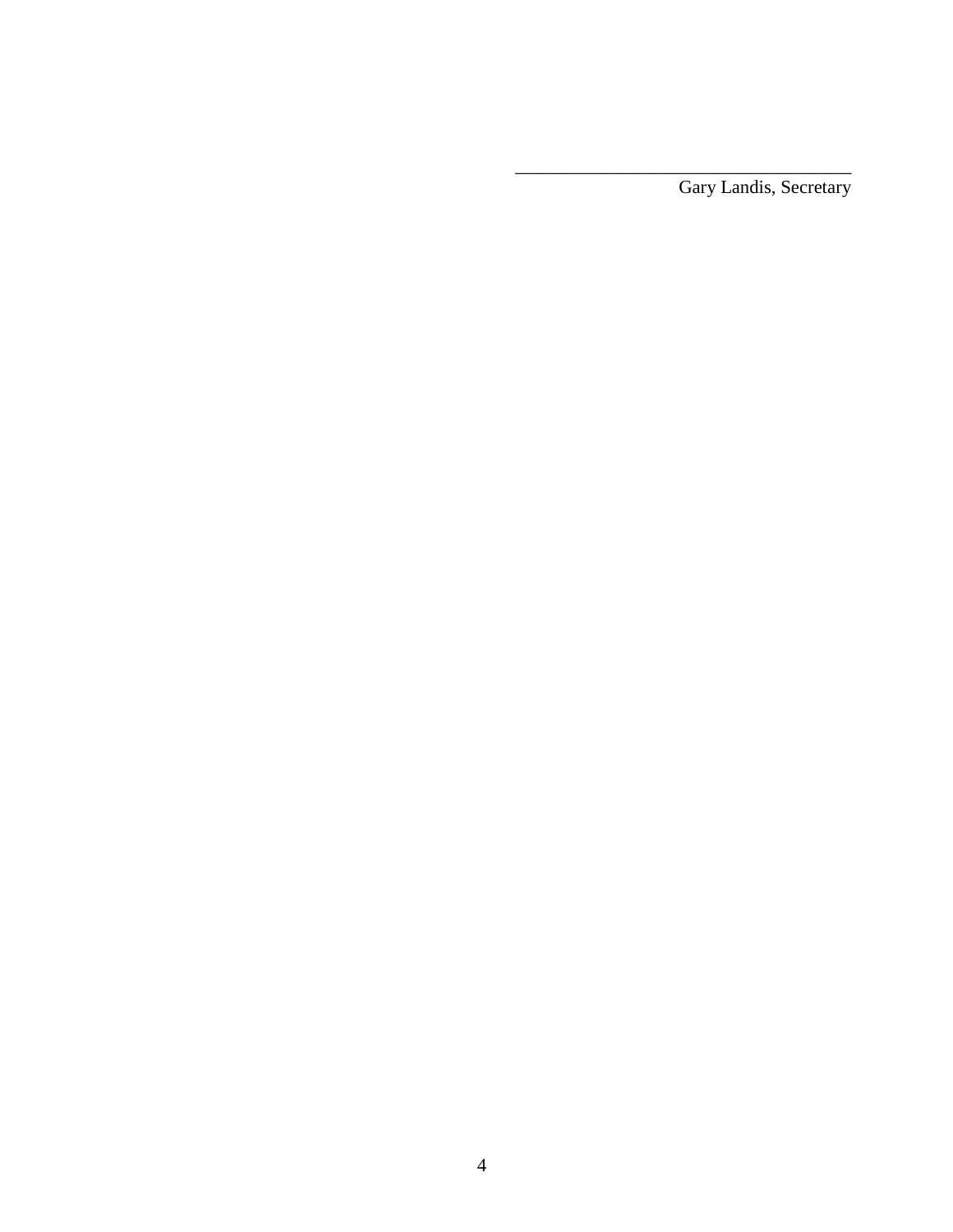\_\_\_\_\_\_\_\_\_\_\_\_\_\_\_\_\_\_\_\_\_\_\_\_\_\_\_\_\_\_\_\_\_\_\_\_\_\_

Gary Landis, Secretary